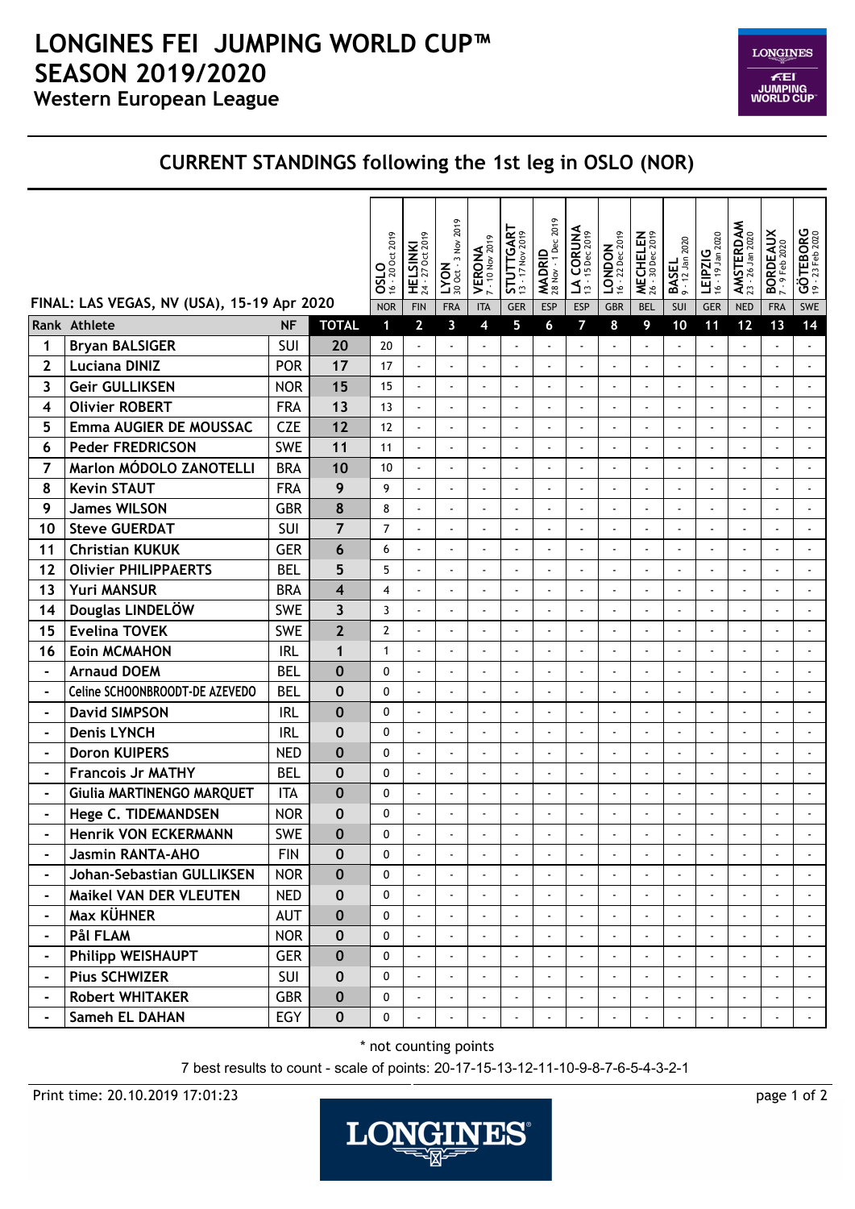# LONGINES FEI JUMPING WORLD CUP™ SEASON 2019/2020

## Western European League

## CURRENT STANDINGS following the 1st leg in OSLO (NOR)

FINAL: LAS VEGAS, NV (USA), 15-19 Apr 2020

| | | | | OSLO 16 - 20 Oct 2019 | HELSINKI 24 - 27 Oct 2019 | LYON 30 Oct - 3 Nov 2019 | VERONA 7 - 10 Nov 2019 | STUTTGART 13 - 17 Nov 2019 | MADRID 28 Nov - 1 Dec 2019 | LA CORUNA 13 - 15 Dec 2019 | LONDON 16 - 22 Dec 2019 | MECHELEN 26 - 30 Dec 2019 | BASEL 9 - 12 Jan 2020 | LEIPZIG 16 - 19 Jan 2020 | AMSTERDAM 23 - 26 Jan 2020 | BORDEAUX 7 - 9 Feb 2020 | GÖTEBORG 19 - 23 Feb 2020 |
|---|---|---|---|---|---|---|---|---|---|---|---|---|---|---|---|---|---|
| | | | | NOR | FIN | FRA | ITA | GER | ESP | ESP | GBR | BEL | SUI | GER | NED | FRA | SWE |
| **Rank** | **Athlete** | **NF** | **TOTAL** | **1** | **2** | **3** | **4** | **5** | **6** | **7** | **8** | **9** | **10** | **11** | **12** | **13** | **14** |
| 1 | Bryan BALSIGER | SUI | 20 | 20 | - | - | - | - | - | - | - | - | - | - | - | - | - |
| 2 | Luciana DINIZ | POR | 17 | 17 | - | - | - | - | - | - | - | - | - | - | - | - | - |
| 3 | Geir GULLIKSEN | NOR | 15 | 15 | - | - | - | - | - | - | - | - | - | - | - | - | - |
| 4 | Olivier ROBERT | FRA | 13 | 13 | - | - | - | - | - | - | - | - | - | - | - | - | - |
| 5 | Emma AUGIER DE MOUSSAC | CZE | 12 | 12 | - | - | - | - | - | - | - | - | - | - | - | - | - |
| 6 | Peder FREDRICSON | SWE | 11 | 11 | - | - | - | - | - | - | - | - | - | - | - | - | - |
| 7 | Marlon MÓDOLO ZANOTELLI | BRA | 10 | 10 | - | - | - | - | - | - | - | - | - | - | - | - | - |
| 8 | Kevin STAUT | FRA | 9 | 9 | - | - | - | - | - | - | - | - | - | - | - | - | - |
| 9 | James WILSON | GBR | 8 | 8 | - | - | - | - | - | - | - | - | - | - | - | - | - |
| 10 | Steve GUERDAT | SUI | 7 | 7 | - | - | - | - | - | - | - | - | - | - | - | - | - |
| 11 | Christian KUKUK | GER | 6 | 6 | - | - | - | - | - | - | - | - | - | - | - | - | - |
| 12 | Olivier PHILIPPAERTS | BEL | 5 | 5 | - | - | - | - | - | - | - | - | - | - | - | - | - |
| 13 | Yuri MANSUR | BRA | 4 | 4 | - | - | - | - | - | - | - | - | - | - | - | - | - |
| 14 | Douglas LINDELÖW | SWE | 3 | 3 | - | - | - | - | - | - | - | - | - | - | - | - | - |
| 15 | Evelina TOVEK | SWE | 2 | 2 | - | - | - | - | - | - | - | - | - | - | - | - | - |
| 16 | Eoin MCMAHON | IRL | 1 | 1 | - | - | - | - | - | - | - | - | - | - | - | - | - |
| - | Arnaud DOEM | BEL | 0 | 0 | - | - | - | - | - | - | - | - | - | - | - | - | - |
| - | Celine SCHOONBROODT-DE AZEVEDO | BEL | 0 | 0 | - | - | - | - | - | - | - | - | - | - | - | - | - |
| - | David SIMPSON | IRL | 0 | 0 | - | - | - | - | - | - | - | - | - | - | - | - | - |
| - | Denis LYNCH | IRL | 0 | 0 | - | - | - | - | - | - | - | - | - | - | - | - | - |
| - | Doron KUIPERS | NED | 0 | 0 | - | - | - | - | - | - | - | - | - | - | - | - | - |
| - | Francois Jr MATHY | BEL | 0 | 0 | - | - | - | - | - | - | - | - | - | - | - | - | - |
| - | Giulia MARTINENGO MARQUET | ITA | 0 | 0 | - | - | - | - | - | - | - | - | - | - | - | - | - |
| - | Hege C. TIDEMANDSEN | NOR | 0 | 0 | - | - | - | - | - | - | - | - | - | - | - | - | - |
| - | Henrik VON ECKERMANN | SWE | 0 | 0 | - | - | - | - | - | - | - | - | - | - | - | - | - |
| - | Jasmin RANTA-AHO | FIN | 0 | 0 | - | - | - | - | - | - | - | - | - | - | - | - | - |
| - | Johan-Sebastian GULLIKSEN | NOR | 0 | 0 | - | - | - | - | - | - | - | - | - | - | - | - | - |
| - | Maikel VAN DER VLEUTEN | NED | 0 | 0 | - | - | - | - | - | - | - | - | - | - | - | - | - |
| - | Max KÜHNER | AUT | 0 | 0 | - | - | - | - | - | - | - | - | - | - | - | - | - |
| - | Pål FLAM | NOR | 0 | 0 | - | - | - | - | - | - | - | - | - | - | - | - | - |
| - | Philipp WEISHAUPT | GER | 0 | 0 | - | - | - | - | - | - | - | - | - | - | - | - | - |
| - | Pius SCHWIZER | SUI | 0 | 0 | - | - | - | - | - | - | - | - | - | - | - | - | - |
| - | Robert WHITAKER | GBR | 0 | 0 | - | - | - | - | - | - | - | - | - | - | - | - | - |
| - | Sameh EL DAHAN | EGY | 0 | 0 | - | - | - | - | - | - | - | - | - | - | - | - | - |

\* not counting points

7 best results to count - scale of points: 20-17-15-13-12-11-10-9-8-7-6-5-4-3-2-1

Print time: 20.10.2019 17:01:23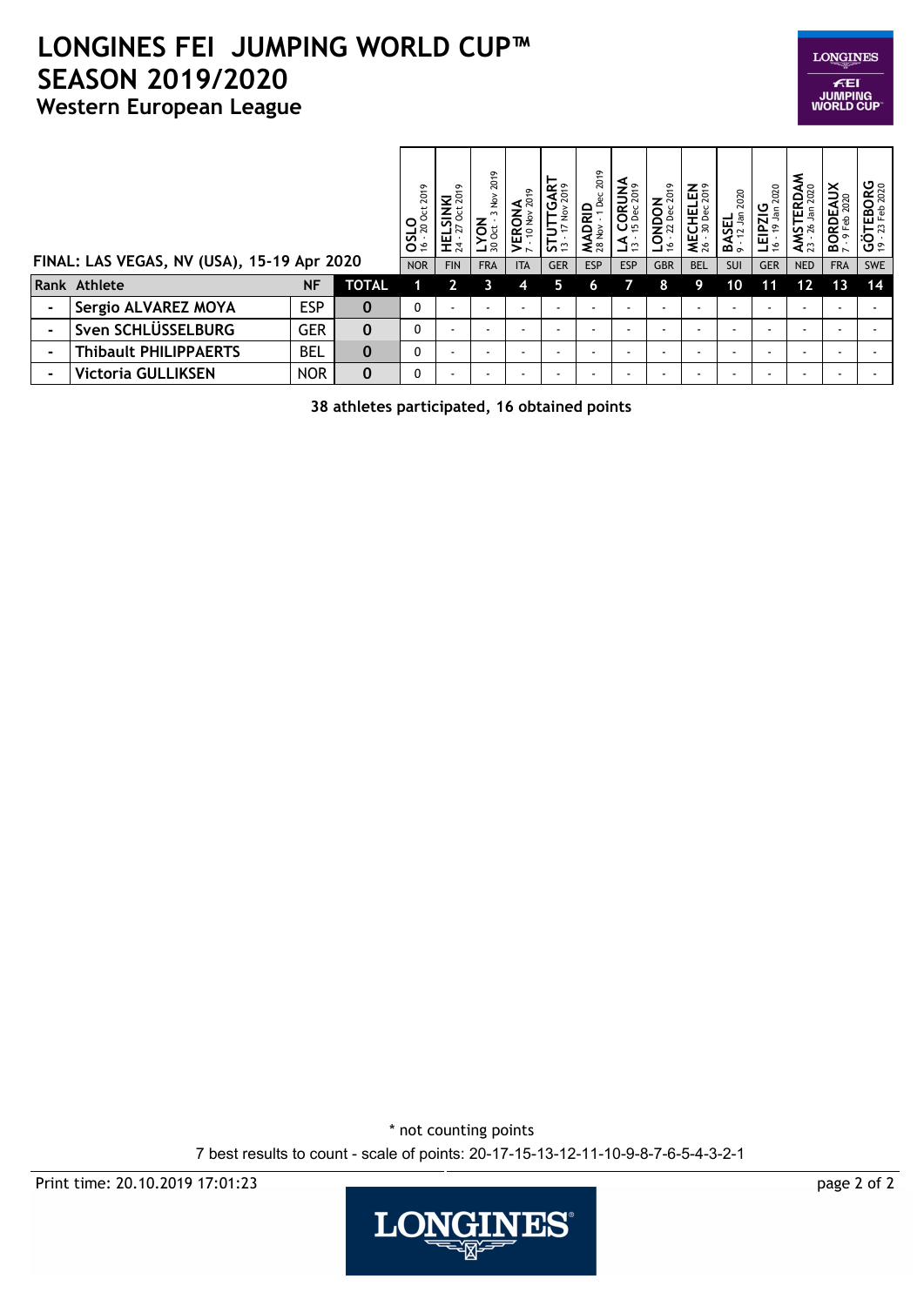# LONGINES FEI JUMPING WORLD CUP™ SEASON 2019/2020

## Western European League

FINAL: LAS VEGAS, NV (USA), 15-19 Apr 2020

| Rank | Athlete | NF | TOTAL | OSLO 16 - 20 Oct 2019 NOR 1 | HELSINKI 24 - 27 Oct 2019 FIN 2 | LYON 30 Oct - 3 Nov 2019 FRA 3 | VERONA 7 - 10 Nov 2019 ITA 4 | STUTTGART 13 - 17 Nov 2019 GER 5 | MADRID 28 Nov - 1 Dec 2019 ESP 6 | LA CORUNA 13 - 15 Dec 2019 ESP 7 | LONDON 16 - 22 Dec 2019 GBR 8 | MECHELEN 26 - 30 Dec 2019 BEL 9 | BASEL 9 - 12 Jan 2020 SUI 10 | LEIPZIG 16 - 19 Jan 2020 GER 11 | AMSTERDAM 23 - 26 Jan 2020 NED 12 | BORDEAUX 7 - 9 Feb 2020 FRA 13 | GÖTEBORG 19 - 23 Feb 2020 SWE 14 |
|---|---|---|---|---|---|---|---|---|---|---|---|---|---|---|---|---|---|
| - | Sergio ALVAREZ MOYA | ESP | 0 | 0 | - | - | - | - | - | - | - | - | - | - | - | - | - |
| - | Sven SCHLÜSSELBURG | GER | 0 | 0 | - | - | - | - | - | - | - | - | - | - | - | - | - |
| - | Thibault PHILIPPAERTS | BEL | 0 | 0 | - | - | - | - | - | - | - | - | - | - | - | - | - |
| - | Victoria GULLIKSEN | NOR | 0 | 0 | - | - | - | - | - | - | - | - | - | - | - | - | - |

**38 athletes participated, 16 obtained points**

\* not counting points

7 best results to count - scale of points: 20-17-15-13-12-11-10-9-8-7-6-5-4-3-2-1

Print time: 20.10.2019 17:01:23